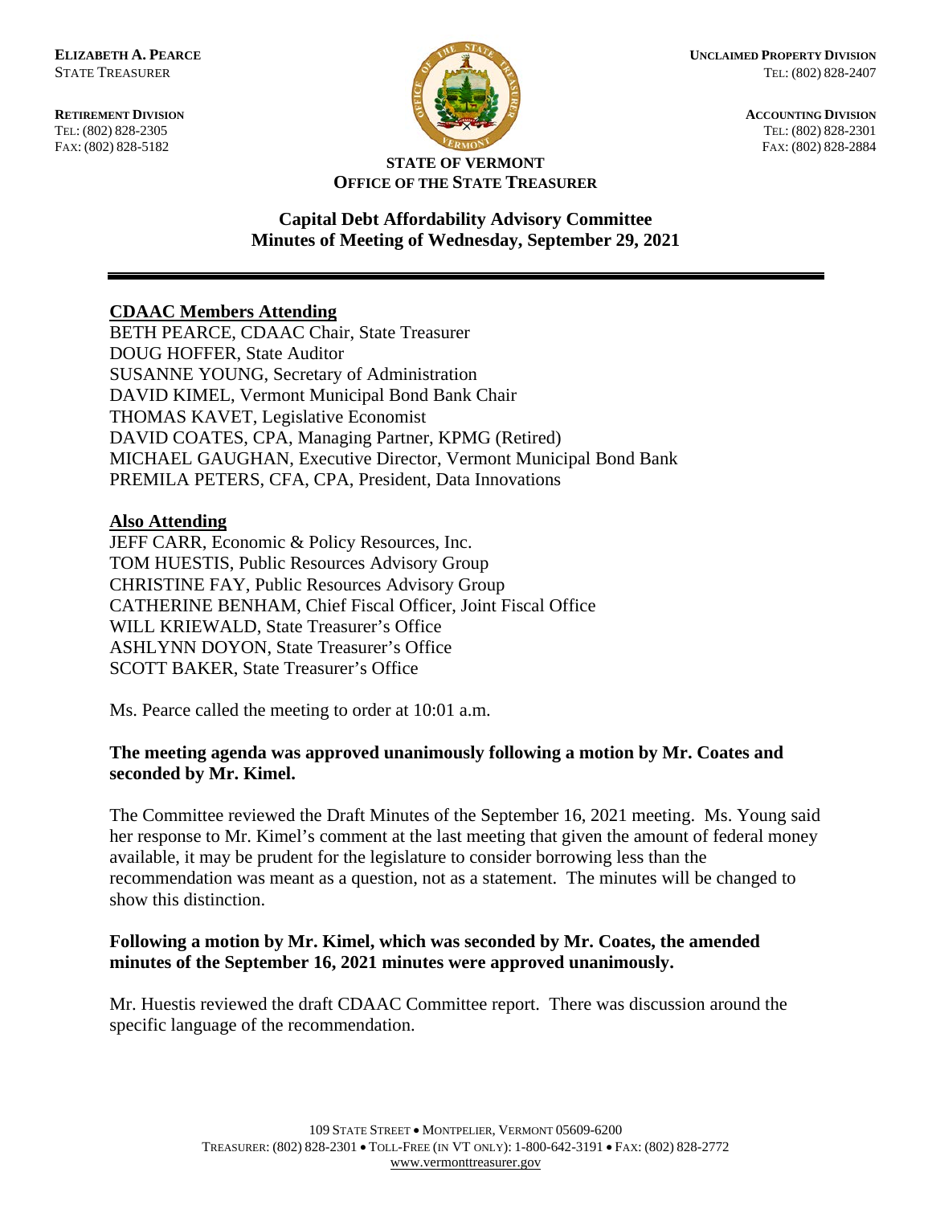**ELIZABETH A. PEARCE**
STATE TREASURER

**RETIREMENT DIVISION**
TEL: (802) 828-2305
FAX: (802) 828-5182

**UNCLAIMED PROPERTY DIVISION**
TEL: (802) 828-2407

**ACCOUNTING DIVISION**
TEL: (802) 828-2301
FAX: (802) 828-2884

**STATE OF VERMONT**
**OFFICE OF THE STATE TREASURER**

## Capital Debt Affordability Advisory Committee
## Minutes of Meeting of Wednesday, September 29, 2021

---

**CDAAC Members Attending**

BETH PEARCE, CDAAC Chair, State Treasurer
DOUG HOFFER, State Auditor
SUSANNE YOUNG, Secretary of Administration
DAVID KIMEL, Vermont Municipal Bond Bank Chair
THOMAS KAVET, Legislative Economist
DAVID COATES, CPA, Managing Partner, KPMG (Retired)
MICHAEL GAUGHAN, Executive Director, Vermont Municipal Bond Bank
PREMILA PETERS, CFA, CPA, President, Data Innovations

**Also Attending**

JEFF CARR, Economic & Policy Resources, Inc.
TOM HUESTIS, Public Resources Advisory Group
CHRISTINE FAY, Public Resources Advisory Group
CATHERINE BENHAM, Chief Fiscal Officer, Joint Fiscal Office
WILL KRIEWALD, State Treasurer's Office
ASHLYNN DOYON, State Treasurer's Office
SCOTT BAKER, State Treasurer's Office

Ms. Pearce called the meeting to order at 10:01 a.m.

**The meeting agenda was approved unanimously following a motion by Mr. Coates and seconded by Mr. Kimel.**

The Committee reviewed the Draft Minutes of the September 16, 2021 meeting. Ms. Young said her response to Mr. Kimel's comment at the last meeting that given the amount of federal money available, it may be prudent for the legislature to consider borrowing less than the recommendation was meant as a question, not as a statement. The minutes will be changed to show this distinction.

**Following a motion by Mr. Kimel, which was seconded by Mr. Coates, the amended minutes of the September 16, 2021 minutes were approved unanimously.**

Mr. Huestis reviewed the draft CDAAC Committee report. There was discussion around the specific language of the recommendation.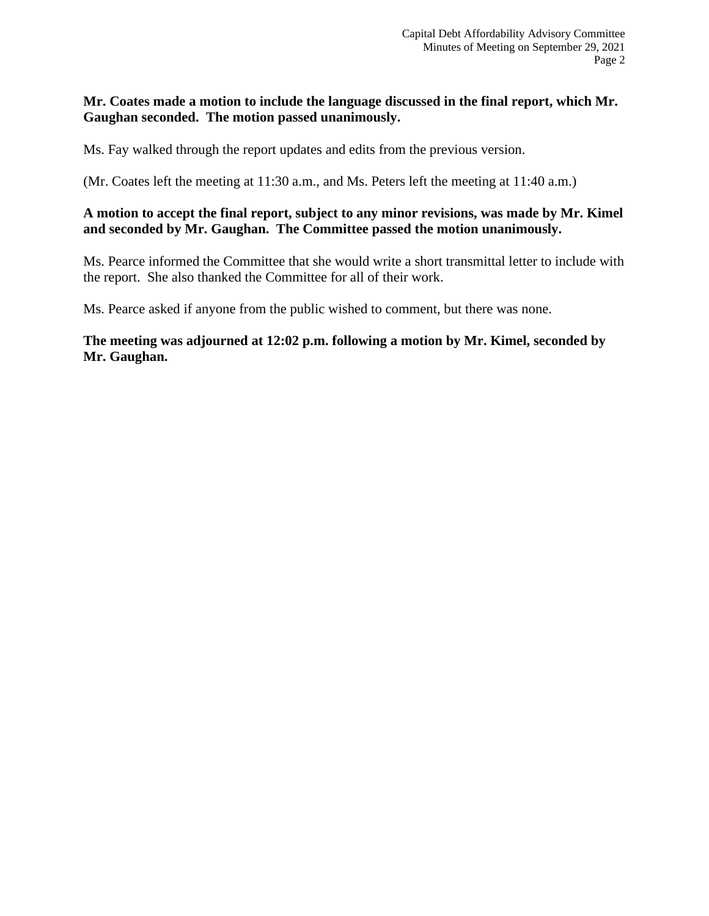**Mr. Coates made a motion to include the language discussed in the final report, which Mr. Gaughan seconded. The motion passed unanimously.**

Ms. Fay walked through the report updates and edits from the previous version.

(Mr. Coates left the meeting at 11:30 a.m., and Ms. Peters left the meeting at 11:40 a.m.)

**A motion to accept the final report, subject to any minor revisions, was made by Mr. Kimel and seconded by Mr. Gaughan. The Committee passed the motion unanimously.**

Ms. Pearce informed the Committee that she would write a short transmittal letter to include with the report. She also thanked the Committee for all of their work.

Ms. Pearce asked if anyone from the public wished to comment, but there was none.

**The meeting was adjourned at 12:02 p.m. following a motion by Mr. Kimel, seconded by Mr. Gaughan.**